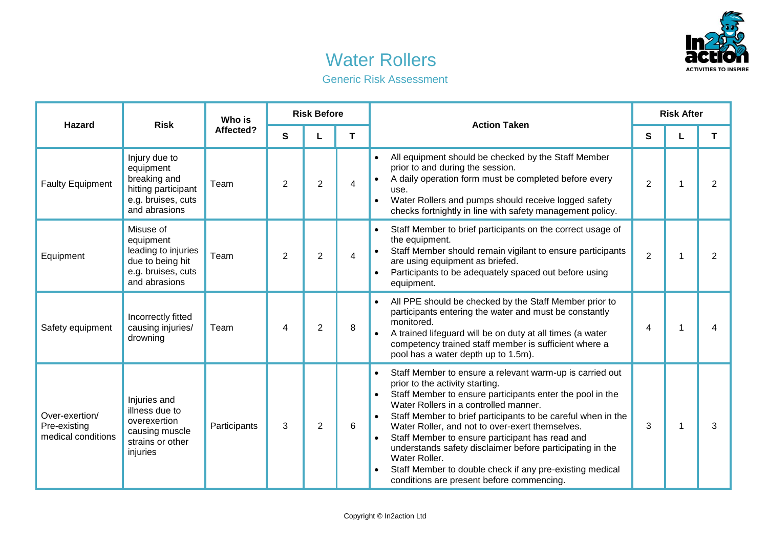# Water Rollers

## Generic Risk Assessment

| Hazard | Risk | Who is Affected? | Risk Before | | | Action Taken | Risk After | | |
|---|---|---|---|---|---|---|---|---|---|
| | | | S | L | T | | S | L | T |
| Faulty Equipment | Injury due to equipment breaking and hitting participant e.g. bruises, cuts and abrasions | Team | 2 | 2 | 4 | • All equipment should be checked by the Staff Member prior to and during the session.<br>• A daily operation form must be completed before every use.<br>• Water Rollers and pumps should receive logged safety checks fortnightly in line with safety management policy. | 2 | 1 | 2 |
| Equipment | Misuse of equipment leading to injuries due to being hit e.g. bruises, cuts and abrasions | Team | 2 | 2 | 4 | • Staff Member to brief participants on the correct usage of the equipment.<br>• Staff Member should remain vigilant to ensure participants are using equipment as briefed.<br>• Participants to be adequately spaced out before using equipment. | 2 | 1 | 2 |
| Safety equipment | Incorrectly fitted causing injuries/ drowning | Team | 4 | 2 | 8 | • All PPE should be checked by the Staff Member prior to participants entering the water and must be constantly monitored.<br>• A trained lifeguard will be on duty at all times (a water competency trained staff member is sufficient where a pool has a water depth up to 1.5m). | 4 | 1 | 4 |
| Over-exertion/ Pre-existing medical conditions | Injuries and illness due to overexertion causing muscle strains or other injuries | Participants | 3 | 2 | 6 | • Staff Member to ensure a relevant warm-up is carried out prior to the activity starting.<br>• Staff Member to ensure participants enter the pool in the Water Rollers in a controlled manner.<br>• Staff Member to brief participants to be careful when in the Water Roller, and not to over-exert themselves.<br>• Staff Member to ensure participant has read and understands safety disclaimer before participating in the Water Roller.<br>• Staff Member to double check if any pre-existing medical conditions are present before commencing. | 3 | 1 | 3 |

Copyright © In2action Ltd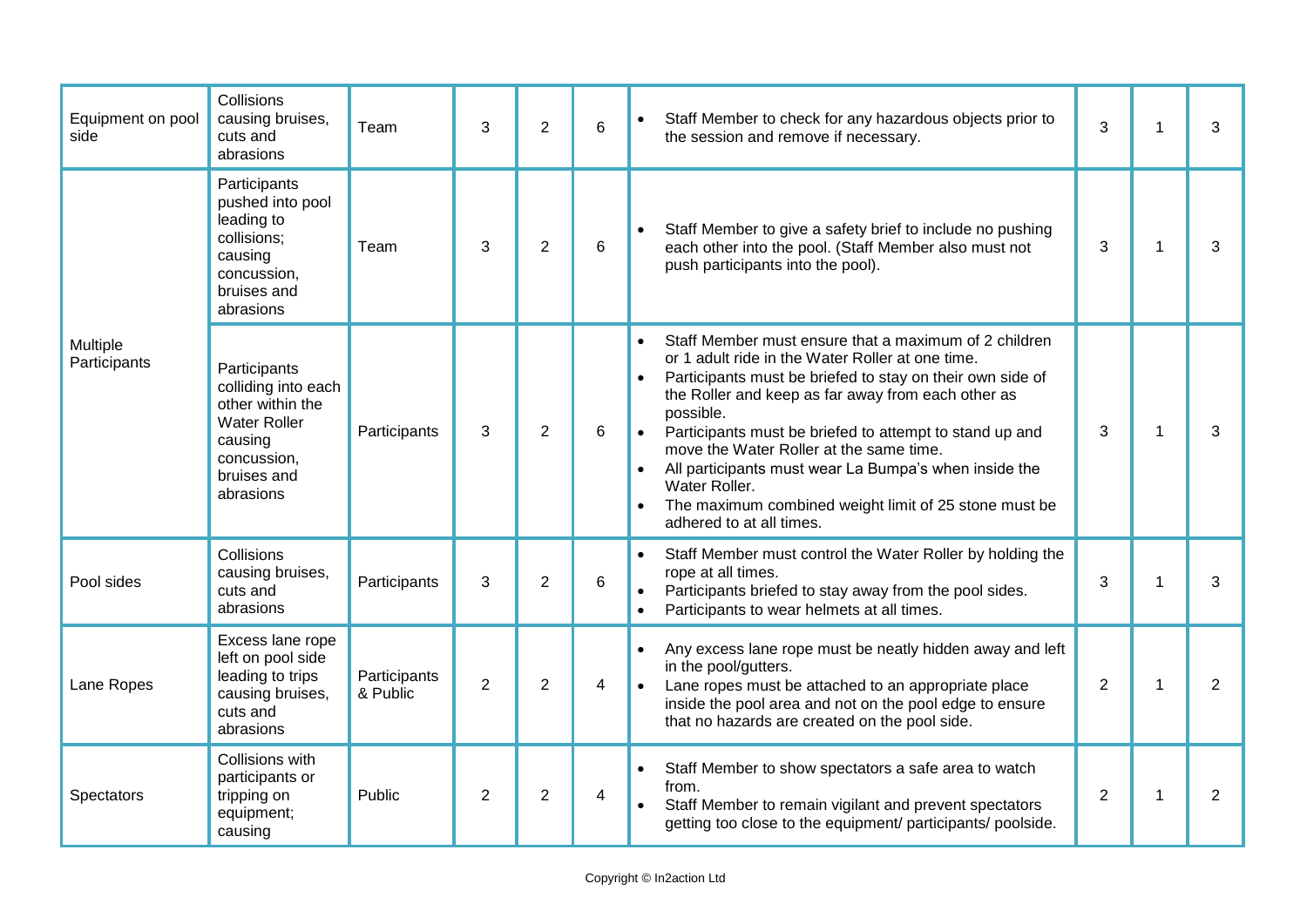| | | | | | | | | | |
|---|---|---|---|---|---|---|---|---|---|
| Equipment on pool side | Collisions causing bruises, cuts and abrasions | Team | 3 | 2 | 6 | • Staff Member to check for any hazardous objects prior to the session and remove if necessary. | 3 | 1 | 3 |
| Multiple Participants | Participants pushed into pool leading to collisions; causing concussion, bruises and abrasions | Team | 3 | 2 | 6 | • Staff Member to give a safety brief to include no pushing each other into the pool. (Staff Member also must not push participants into the pool). | 3 | 1 | 3 |
| | Participants colliding into each other within the Water Roller causing concussion, bruises and abrasions | Participants | 3 | 2 | 6 | • Staff Member must ensure that a maximum of 2 children or 1 adult ride in the Water Roller at one time.<br>• Participants must be briefed to stay on their own side of the Roller and keep as far away from each other as possible.<br>• Participants must be briefed to attempt to stand up and move the Water Roller at the same time.<br>• All participants must wear La Bumpa's when inside the Water Roller.<br>• The maximum combined weight limit of 25 stone must be adhered to at all times. | 3 | 1 | 3 |
| Pool sides | Collisions causing bruises, cuts and abrasions | Participants | 3 | 2 | 6 | • Staff Member must control the Water Roller by holding the rope at all times.<br>• Participants briefed to stay away from the pool sides.<br>• Participants to wear helmets at all times. | 3 | 1 | 3 |
| Lane Ropes | Excess lane rope left on pool side leading to trips causing bruises, cuts and abrasions | Participants & Public | 2 | 2 | 4 | • Any excess lane rope must be neatly hidden away and left in the pool/gutters.<br>• Lane ropes must be attached to an appropriate place inside the pool area and not on the pool edge to ensure that no hazards are created on the pool side. | 2 | 1 | 2 |
| Spectators | Collisions with participants or tripping on equipment; causing | Public | 2 | 2 | 4 | • Staff Member to show spectators a safe area to watch from.<br>• Staff Member to remain vigilant and prevent spectators getting too close to the equipment/ participants/ poolside. | 2 | 1 | 2 |

Copyright © In2action Ltd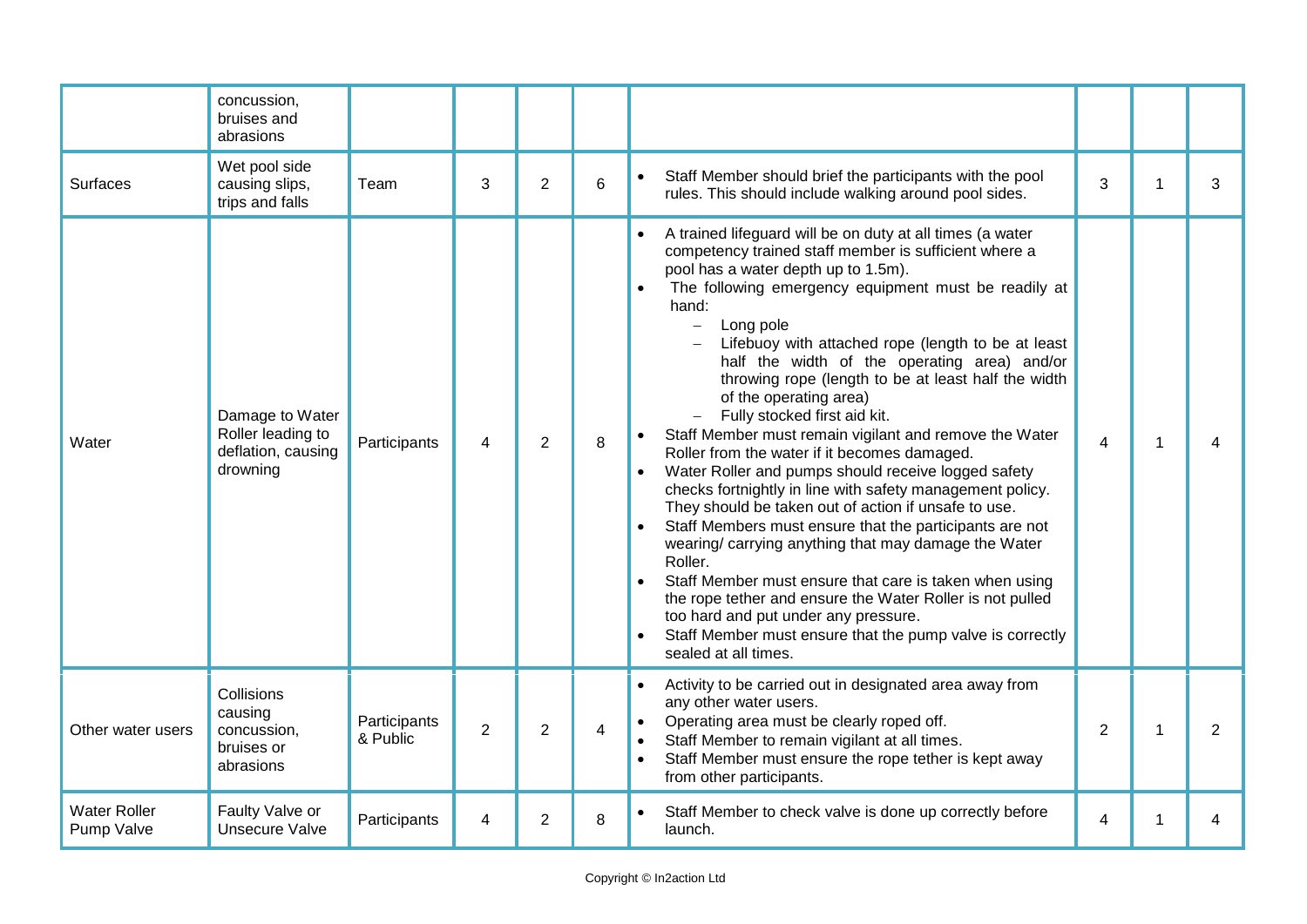|  | concussion, bruises and abrasions |  |  |  |  |  |  |  |  |
|---|---|---|---|---|---|---|---|---|---|
| Surfaces | Wet pool side causing slips, trips and falls | Team | 3 | 2 | 6 | • Staff Member should brief the participants with the pool rules. This should include walking around pool sides. | 3 | 1 | 3 |
| Water | Damage to Water Roller leading to deflation, causing drowning | Participants | 4 | 2 | 8 | • A trained lifeguard will be on duty at all times (a water competency trained staff member is sufficient where a pool has a water depth up to 1.5m).<br>• The following emergency equipment must be readily at hand:<br>– Long pole<br>– Lifebuoy with attached rope (length to be at least half the width of the operating area) and/or throwing rope (length to be at least half the width of the operating area)<br>– Fully stocked first aid kit.<br>• Staff Member must remain vigilant and remove the Water Roller from the water if it becomes damaged.<br>• Water Roller and pumps should receive logged safety checks fortnightly in line with safety management policy. They should be taken out of action if unsafe to use.<br>• Staff Members must ensure that the participants are not wearing/ carrying anything that may damage the Water Roller.<br>• Staff Member must ensure that care is taken when using the rope tether and ensure the Water Roller is not pulled too hard and put under any pressure.<br>• Staff Member must ensure that the pump valve is correctly sealed at all times. | 4 | 1 | 4 |
| Other water users | Collisions causing concussion, bruises or abrasions | Participants & Public | 2 | 2 | 4 | • Activity to be carried out in designated area away from any other water users.<br>• Operating area must be clearly roped off.<br>• Staff Member to remain vigilant at all times.<br>• Staff Member must ensure the rope tether is kept away from other participants. | 2 | 1 | 2 |
| Water Roller Pump Valve | Faulty Valve or Unsecure Valve | Participants | 4 | 2 | 8 | • Staff Member to check valve is done up correctly before launch. | 4 | 1 | 4 |

Copyright © In2action Ltd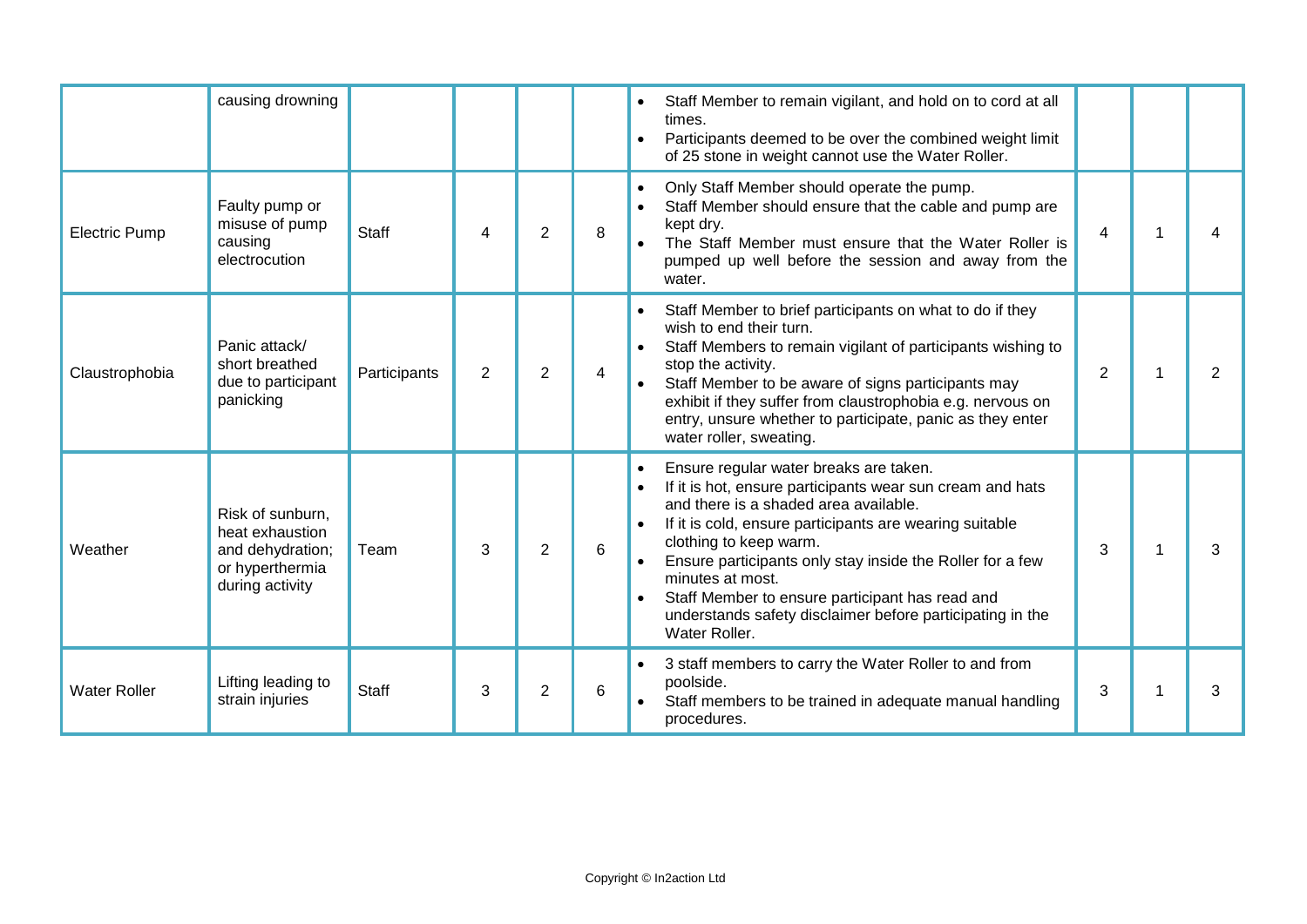| | | | | | | | | | |
|---|---|---|---|---|---|---|---|---|---|
| | causing drowning | | | | | • Staff Member to remain vigilant, and hold on to cord at all times.<br>• Participants deemed to be over the combined weight limit of 25 stone in weight cannot use the Water Roller. | | | |
| Electric Pump | Faulty pump or misuse of pump causing electrocution | Staff | 4 | 2 | 8 | • Only Staff Member should operate the pump.<br>• Staff Member should ensure that the cable and pump are kept dry.<br>• The Staff Member must ensure that the Water Roller is pumped up well before the session and away from the water. | 4 | 1 | 4 |
| Claustrophobia | Panic attack/ short breathed due to participant panicking | Participants | 2 | 2 | 4 | • Staff Member to brief participants on what to do if they wish to end their turn.<br>• Staff Members to remain vigilant of participants wishing to stop the activity.<br>• Staff Member to be aware of signs participants may exhibit if they suffer from claustrophobia e.g. nervous on entry, unsure whether to participate, panic as they enter water roller, sweating. | 2 | 1 | 2 |
| Weather | Risk of sunburn, heat exhaustion and dehydration; or hyperthermia during activity | Team | 3 | 2 | 6 | • Ensure regular water breaks are taken.<br>• If it is hot, ensure participants wear sun cream and hats and there is a shaded area available.<br>• If it is cold, ensure participants are wearing suitable clothing to keep warm.<br>• Ensure participants only stay inside the Roller for a few minutes at most.<br>• Staff Member to ensure participant has read and understands safety disclaimer before participating in the Water Roller. | 3 | 1 | 3 |
| Water Roller | Lifting leading to strain injuries | Staff | 3 | 2 | 6 | • 3 staff members to carry the Water Roller to and from poolside.<br>• Staff members to be trained in adequate manual handling procedures. | 3 | 1 | 3 |

Copyright © In2action Ltd